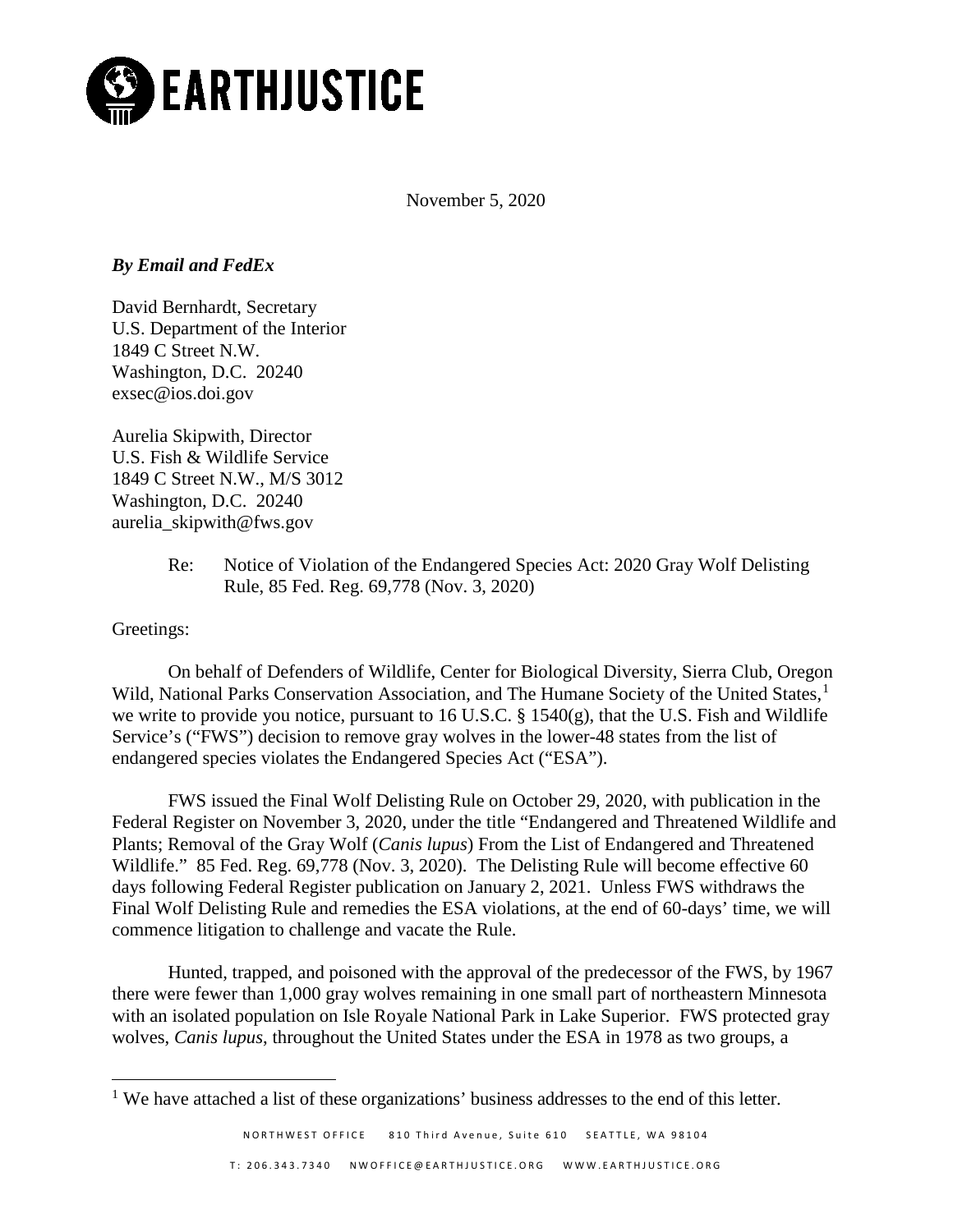# EARTHJUSTICE

November 5, 2020

***By Email and FedEx***

David Bernhardt, Secretary
U.S. Department of the Interior
1849 C Street N.W.
Washington, D.C. 20240
exsec@ios.doi.gov

Aurelia Skipwith, Director
U.S. Fish & Wildlife Service
1849 C Street N.W., M/S 3012
Washington, D.C. 20240
aurelia_skipwith@fws.gov

Re: Notice of Violation of the Endangered Species Act: 2020 Gray Wolf Delisting Rule, 85 Fed. Reg. 69,778 (Nov. 3, 2020)

Greetings:

On behalf of Defenders of Wildlife, Center for Biological Diversity, Sierra Club, Oregon Wild, National Parks Conservation Association, and The Humane Society of the United States,[1] we write to provide you notice, pursuant to 16 U.S.C. § 1540(g), that the U.S. Fish and Wildlife Service's ("FWS") decision to remove gray wolves in the lower-48 states from the list of endangered species violates the Endangered Species Act ("ESA").

FWS issued the Final Wolf Delisting Rule on October 29, 2020, with publication in the Federal Register on November 3, 2020, under the title "Endangered and Threatened Wildlife and Plants; Removal of the Gray Wolf (*Canis lupus*) From the List of Endangered and Threatened Wildlife." 85 Fed. Reg. 69,778 (Nov. 3, 2020). The Delisting Rule will become effective 60 days following Federal Register publication on January 2, 2021. Unless FWS withdraws the Final Wolf Delisting Rule and remedies the ESA violations, at the end of 60-days' time, we will commence litigation to challenge and vacate the Rule.

Hunted, trapped, and poisoned with the approval of the predecessor of the FWS, by 1967 there were fewer than 1,000 gray wolves remaining in one small part of northeastern Minnesota with an isolated population on Isle Royale National Park in Lake Superior. FWS protected gray wolves, *Canis lupus*, throughout the United States under the ESA in 1978 as two groups, a

[1] We have attached a list of these organizations' business addresses to the end of this letter.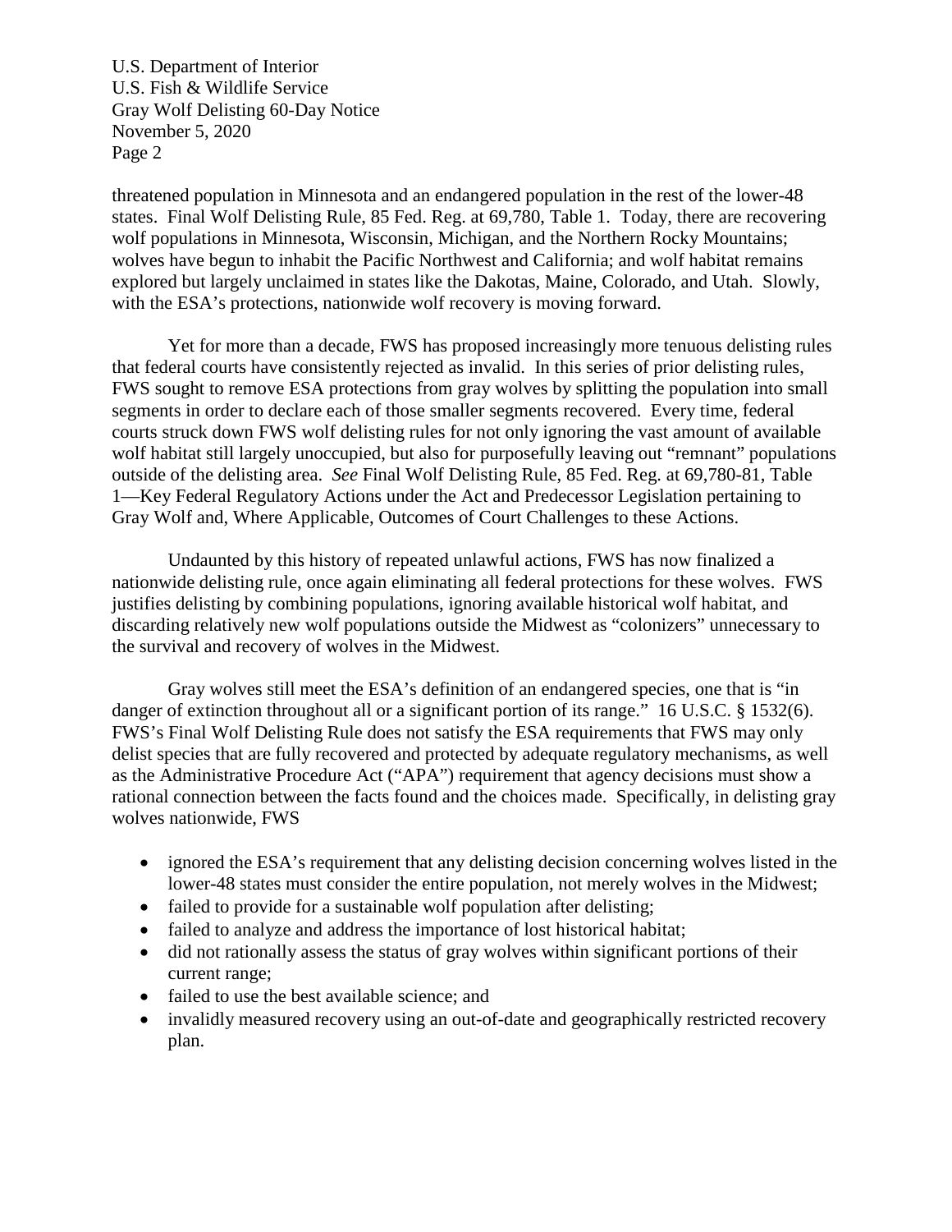threatened population in Minnesota and an endangered population in the rest of the lower-48 states. Final Wolf Delisting Rule, 85 Fed. Reg. at 69,780, Table 1. Today, there are recovering wolf populations in Minnesota, Wisconsin, Michigan, and the Northern Rocky Mountains; wolves have begun to inhabit the Pacific Northwest and California; and wolf habitat remains explored but largely unclaimed in states like the Dakotas, Maine, Colorado, and Utah. Slowly, with the ESA's protections, nationwide wolf recovery is moving forward.

Yet for more than a decade, FWS has proposed increasingly more tenuous delisting rules that federal courts have consistently rejected as invalid. In this series of prior delisting rules, FWS sought to remove ESA protections from gray wolves by splitting the population into small segments in order to declare each of those smaller segments recovered. Every time, federal courts struck down FWS wolf delisting rules for not only ignoring the vast amount of available wolf habitat still largely unoccupied, but also for purposefully leaving out "remnant" populations outside of the delisting area. *See* Final Wolf Delisting Rule, 85 Fed. Reg. at 69,780-81, Table 1—Key Federal Regulatory Actions under the Act and Predecessor Legislation pertaining to Gray Wolf and, Where Applicable, Outcomes of Court Challenges to these Actions.

Undaunted by this history of repeated unlawful actions, FWS has now finalized a nationwide delisting rule, once again eliminating all federal protections for these wolves. FWS justifies delisting by combining populations, ignoring available historical wolf habitat, and discarding relatively new wolf populations outside the Midwest as "colonizers" unnecessary to the survival and recovery of wolves in the Midwest.

Gray wolves still meet the ESA's definition of an endangered species, one that is "in danger of extinction throughout all or a significant portion of its range." 16 U.S.C. § 1532(6). FWS's Final Wolf Delisting Rule does not satisfy the ESA requirements that FWS may only delist species that are fully recovered and protected by adequate regulatory mechanisms, as well as the Administrative Procedure Act ("APA") requirement that agency decisions must show a rational connection between the facts found and the choices made. Specifically, in delisting gray wolves nationwide, FWS

- ignored the ESA's requirement that any delisting decision concerning wolves listed in the lower-48 states must consider the entire population, not merely wolves in the Midwest;
- failed to provide for a sustainable wolf population after delisting;
- failed to analyze and address the importance of lost historical habitat;
- did not rationally assess the status of gray wolves within significant portions of their current range;
- failed to use the best available science; and
- invalidly measured recovery using an out-of-date and geographically restricted recovery plan.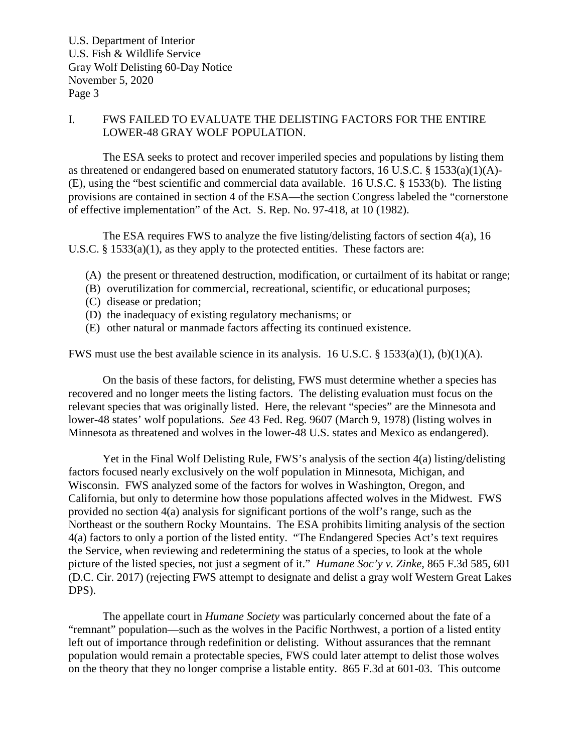## I. FWS FAILED TO EVALUATE THE DELISTING FACTORS FOR THE ENTIRE LOWER-48 GRAY WOLF POPULATION.

The ESA seeks to protect and recover imperiled species and populations by listing them as threatened or endangered based on enumerated statutory factors, 16 U.S.C. § 1533(a)(1)(A)-(E), using the "best scientific and commercial data available. 16 U.S.C. § 1533(b). The listing provisions are contained in section 4 of the ESA—the section Congress labeled the "cornerstone of effective implementation" of the Act. S. Rep. No. 97-418, at 10 (1982).

The ESA requires FWS to analyze the five listing/delisting factors of section 4(a), 16 U.S.C. § 1533(a)(1), as they apply to the protected entities. These factors are:

- (A) the present or threatened destruction, modification, or curtailment of its habitat or range;
- (B) overutilization for commercial, recreational, scientific, or educational purposes;
- (C) disease or predation;
- (D) the inadequacy of existing regulatory mechanisms; or
- (E) other natural or manmade factors affecting its continued existence.

FWS must use the best available science in its analysis. 16 U.S.C. § 1533(a)(1), (b)(1)(A).

On the basis of these factors, for delisting, FWS must determine whether a species has recovered and no longer meets the listing factors. The delisting evaluation must focus on the relevant species that was originally listed. Here, the relevant "species" are the Minnesota and lower-48 states' wolf populations. *See* 43 Fed. Reg. 9607 (March 9, 1978) (listing wolves in Minnesota as threatened and wolves in the lower-48 U.S. states and Mexico as endangered).

Yet in the Final Wolf Delisting Rule, FWS's analysis of the section 4(a) listing/delisting factors focused nearly exclusively on the wolf population in Minnesota, Michigan, and Wisconsin. FWS analyzed some of the factors for wolves in Washington, Oregon, and California, but only to determine how those populations affected wolves in the Midwest. FWS provided no section 4(a) analysis for significant portions of the wolf's range, such as the Northeast or the southern Rocky Mountains. The ESA prohibits limiting analysis of the section 4(a) factors to only a portion of the listed entity. "The Endangered Species Act's text requires the Service, when reviewing and redetermining the status of a species, to look at the whole picture of the listed species, not just a segment of it." *Humane Soc'y v. Zinke*, 865 F.3d 585, 601 (D.C. Cir. 2017) (rejecting FWS attempt to designate and delist a gray wolf Western Great Lakes DPS).

The appellate court in *Humane Society* was particularly concerned about the fate of a "remnant" population—such as the wolves in the Pacific Northwest, a portion of a listed entity left out of importance through redefinition or delisting. Without assurances that the remnant population would remain a protectable species, FWS could later attempt to delist those wolves on the theory that they no longer comprise a listable entity. 865 F.3d at 601-03. This outcome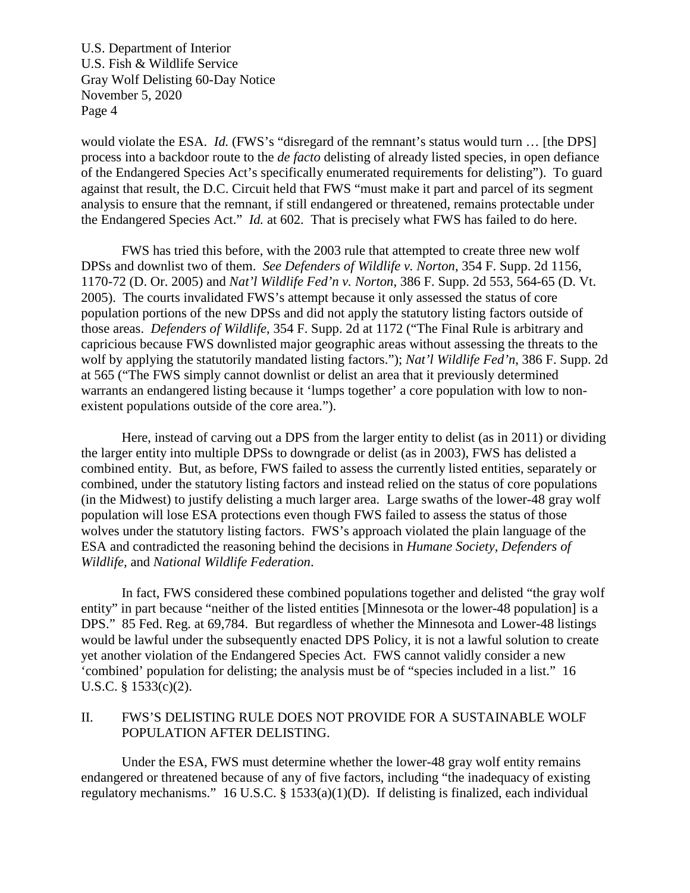would violate the ESA. *Id.* (FWS's "disregard of the remnant's status would turn … [the DPS] process into a backdoor route to the *de facto* delisting of already listed species, in open defiance of the Endangered Species Act's specifically enumerated requirements for delisting"). To guard against that result, the D.C. Circuit held that FWS "must make it part and parcel of its segment analysis to ensure that the remnant, if still endangered or threatened, remains protectable under the Endangered Species Act." *Id.* at 602. That is precisely what FWS has failed to do here.

FWS has tried this before, with the 2003 rule that attempted to create three new wolf DPSs and downlist two of them. *See Defenders of Wildlife v. Norton*, 354 F. Supp. 2d 1156, 1170-72 (D. Or. 2005) and *Nat'l Wildlife Fed'n v. Norton*, 386 F. Supp. 2d 553, 564-65 (D. Vt. 2005). The courts invalidated FWS's attempt because it only assessed the status of core population portions of the new DPSs and did not apply the statutory listing factors outside of those areas. *Defenders of Wildlife*, 354 F. Supp. 2d at 1172 ("The Final Rule is arbitrary and capricious because FWS downlisted major geographic areas without assessing the threats to the wolf by applying the statutorily mandated listing factors."); *Nat'l Wildlife Fed'n*, 386 F. Supp. 2d at 565 ("The FWS simply cannot downlist or delist an area that it previously determined warrants an endangered listing because it 'lumps together' a core population with low to non-existent populations outside of the core area.").

Here, instead of carving out a DPS from the larger entity to delist (as in 2011) or dividing the larger entity into multiple DPSs to downgrade or delist (as in 2003), FWS has delisted a combined entity. But, as before, FWS failed to assess the currently listed entities, separately or combined, under the statutory listing factors and instead relied on the status of core populations (in the Midwest) to justify delisting a much larger area. Large swaths of the lower-48 gray wolf population will lose ESA protections even though FWS failed to assess the status of those wolves under the statutory listing factors. FWS's approach violated the plain language of the ESA and contradicted the reasoning behind the decisions in *Humane Society, Defenders of Wildlife*, and *National Wildlife Federation*.

In fact, FWS considered these combined populations together and delisted "the gray wolf entity" in part because "neither of the listed entities [Minnesota or the lower-48 population] is a DPS." 85 Fed. Reg. at 69,784. But regardless of whether the Minnesota and Lower-48 listings would be lawful under the subsequently enacted DPS Policy, it is not a lawful solution to create yet another violation of the Endangered Species Act. FWS cannot validly consider a new 'combined' population for delisting; the analysis must be of "species included in a list." 16 U.S.C. § 1533(c)(2).

## II. FWS'S DELISTING RULE DOES NOT PROVIDE FOR A SUSTAINABLE WOLF POPULATION AFTER DELISTING.

Under the ESA, FWS must determine whether the lower-48 gray wolf entity remains endangered or threatened because of any of five factors, including "the inadequacy of existing regulatory mechanisms." 16 U.S.C. § 1533(a)(1)(D). If delisting is finalized, each individual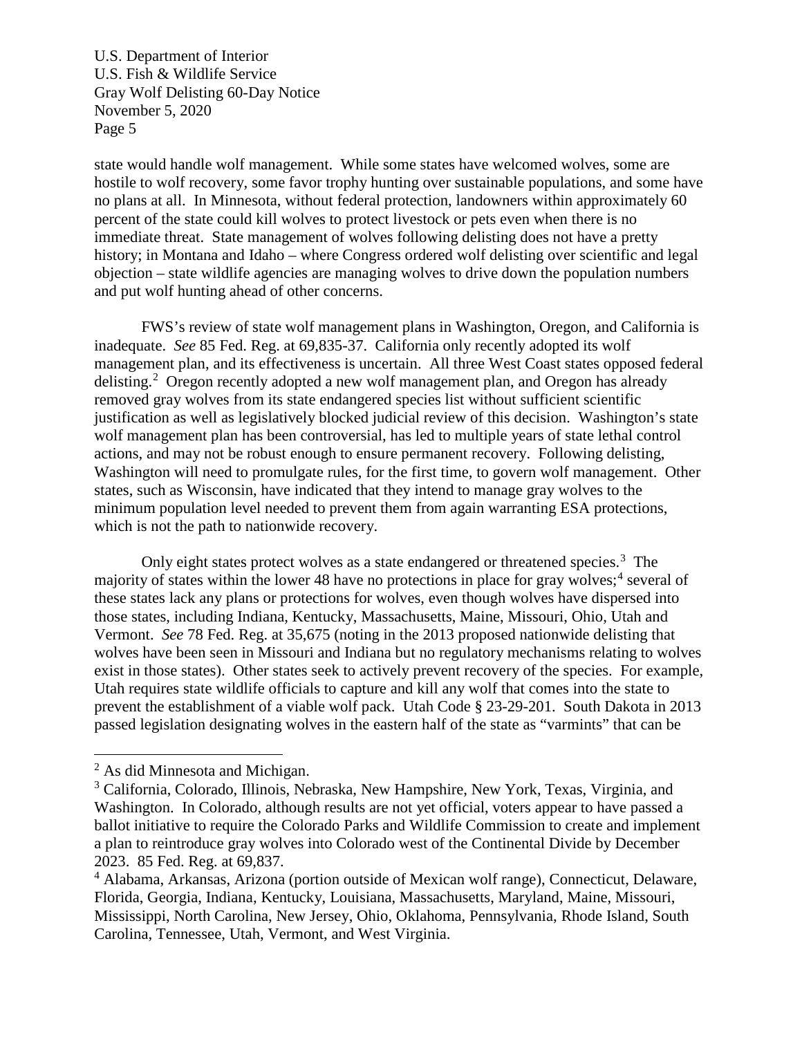state would handle wolf management. While some states have welcomed wolves, some are hostile to wolf recovery, some favor trophy hunting over sustainable populations, and some have no plans at all. In Minnesota, without federal protection, landowners within approximately 60 percent of the state could kill wolves to protect livestock or pets even when there is no immediate threat. State management of wolves following delisting does not have a pretty history; in Montana and Idaho – where Congress ordered wolf delisting over scientific and legal objection – state wildlife agencies are managing wolves to drive down the population numbers and put wolf hunting ahead of other concerns.

FWS's review of state wolf management plans in Washington, Oregon, and California is inadequate. *See* 85 Fed. Reg. at 69,835-37. California only recently adopted its wolf management plan, and its effectiveness is uncertain. All three West Coast states opposed federal delisting.[2] Oregon recently adopted a new wolf management plan, and Oregon has already removed gray wolves from its state endangered species list without sufficient scientific justification as well as legislatively blocked judicial review of this decision. Washington's state wolf management plan has been controversial, has led to multiple years of state lethal control actions, and may not be robust enough to ensure permanent recovery. Following delisting, Washington will need to promulgate rules, for the first time, to govern wolf management. Other states, such as Wisconsin, have indicated that they intend to manage gray wolves to the minimum population level needed to prevent them from again warranting ESA protections, which is not the path to nationwide recovery.

Only eight states protect wolves as a state endangered or threatened species.[3] The majority of states within the lower 48 have no protections in place for gray wolves;[4] several of these states lack any plans or protections for wolves, even though wolves have dispersed into those states, including Indiana, Kentucky, Massachusetts, Maine, Missouri, Ohio, Utah and Vermont. *See* 78 Fed. Reg. at 35,675 (noting in the 2013 proposed nationwide delisting that wolves have been seen in Missouri and Indiana but no regulatory mechanisms relating to wolves exist in those states). Other states seek to actively prevent recovery of the species. For example, Utah requires state wildlife officials to capture and kill any wolf that comes into the state to prevent the establishment of a viable wolf pack. Utah Code § 23-29-201. South Dakota in 2013 passed legislation designating wolves in the eastern half of the state as "varmints" that can be

---

[2] As did Minnesota and Michigan.

[3] California, Colorado, Illinois, Nebraska, New Hampshire, New York, Texas, Virginia, and Washington. In Colorado, although results are not yet official, voters appear to have passed a ballot initiative to require the Colorado Parks and Wildlife Commission to create and implement a plan to reintroduce gray wolves into Colorado west of the Continental Divide by December 2023. 85 Fed. Reg. at 69,837.

[4] Alabama, Arkansas, Arizona (portion outside of Mexican wolf range), Connecticut, Delaware, Florida, Georgia, Indiana, Kentucky, Louisiana, Massachusetts, Maryland, Maine, Missouri, Mississippi, North Carolina, New Jersey, Ohio, Oklahoma, Pennsylvania, Rhode Island, South Carolina, Tennessee, Utah, Vermont, and West Virginia.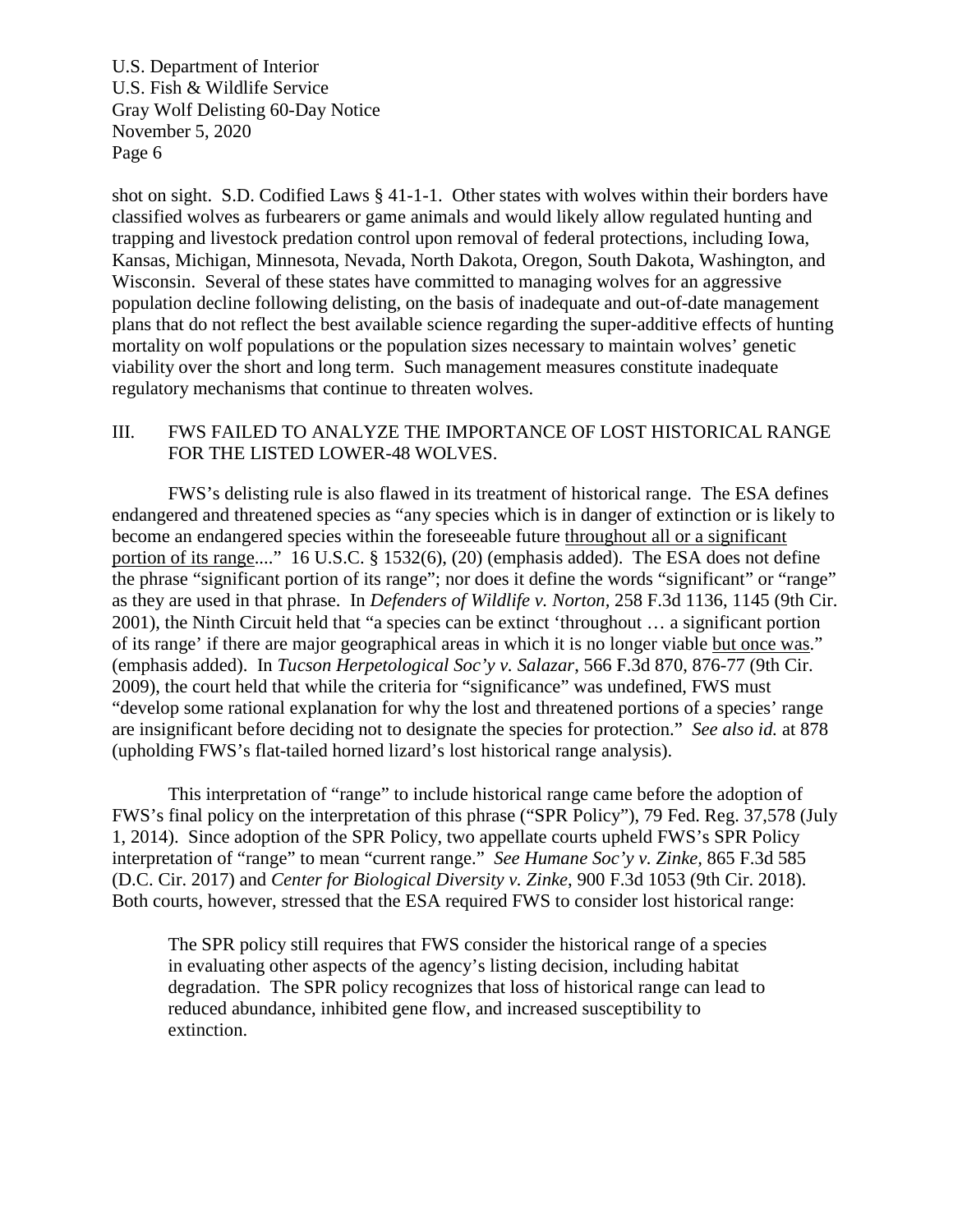shot on sight. S.D. Codified Laws § 41-1-1. Other states with wolves within their borders have classified wolves as furbearers or game animals and would likely allow regulated hunting and trapping and livestock predation control upon removal of federal protections, including Iowa, Kansas, Michigan, Minnesota, Nevada, North Dakota, Oregon, South Dakota, Washington, and Wisconsin. Several of these states have committed to managing wolves for an aggressive population decline following delisting, on the basis of inadequate and out-of-date management plans that do not reflect the best available science regarding the super-additive effects of hunting mortality on wolf populations or the population sizes necessary to maintain wolves' genetic viability over the short and long term. Such management measures constitute inadequate regulatory mechanisms that continue to threaten wolves.

## III. FWS FAILED TO ANALYZE THE IMPORTANCE OF LOST HISTORICAL RANGE FOR THE LISTED LOWER-48 WOLVES.

FWS's delisting rule is also flawed in its treatment of historical range. The ESA defines endangered and threatened species as "any species which is in danger of extinction or is likely to become an endangered species within the foreseeable future <u>throughout all or a significant portion of its range</u>...." 16 U.S.C. § 1532(6), (20) (emphasis added). The ESA does not define the phrase "significant portion of its range"; nor does it define the words "significant" or "range" as they are used in that phrase. In *Defenders of Wildlife v. Norton*, 258 F.3d 1136, 1145 (9th Cir. 2001), the Ninth Circuit held that "a species can be extinct 'throughout … a significant portion of its range' if there are major geographical areas in which it is no longer viable <u>but once was</u>." (emphasis added). In *Tucson Herpetological Soc'y v. Salazar*, 566 F.3d 870, 876-77 (9th Cir. 2009), the court held that while the criteria for "significance" was undefined, FWS must "develop some rational explanation for why the lost and threatened portions of a species' range are insignificant before deciding not to designate the species for protection." *See also id.* at 878 (upholding FWS's flat-tailed horned lizard's lost historical range analysis).

This interpretation of "range" to include historical range came before the adoption of FWS's final policy on the interpretation of this phrase ("SPR Policy"), 79 Fed. Reg. 37,578 (July 1, 2014). Since adoption of the SPR Policy, two appellate courts upheld FWS's SPR Policy interpretation of "range" to mean "current range." *See Humane Soc'y v. Zinke*, 865 F.3d 585 (D.C. Cir. 2017) and *Center for Biological Diversity v. Zinke*, 900 F.3d 1053 (9th Cir. 2018). Both courts, however, stressed that the ESA required FWS to consider lost historical range:

> The SPR policy still requires that FWS consider the historical range of a species in evaluating other aspects of the agency's listing decision, including habitat degradation. The SPR policy recognizes that loss of historical range can lead to reduced abundance, inhibited gene flow, and increased susceptibility to extinction.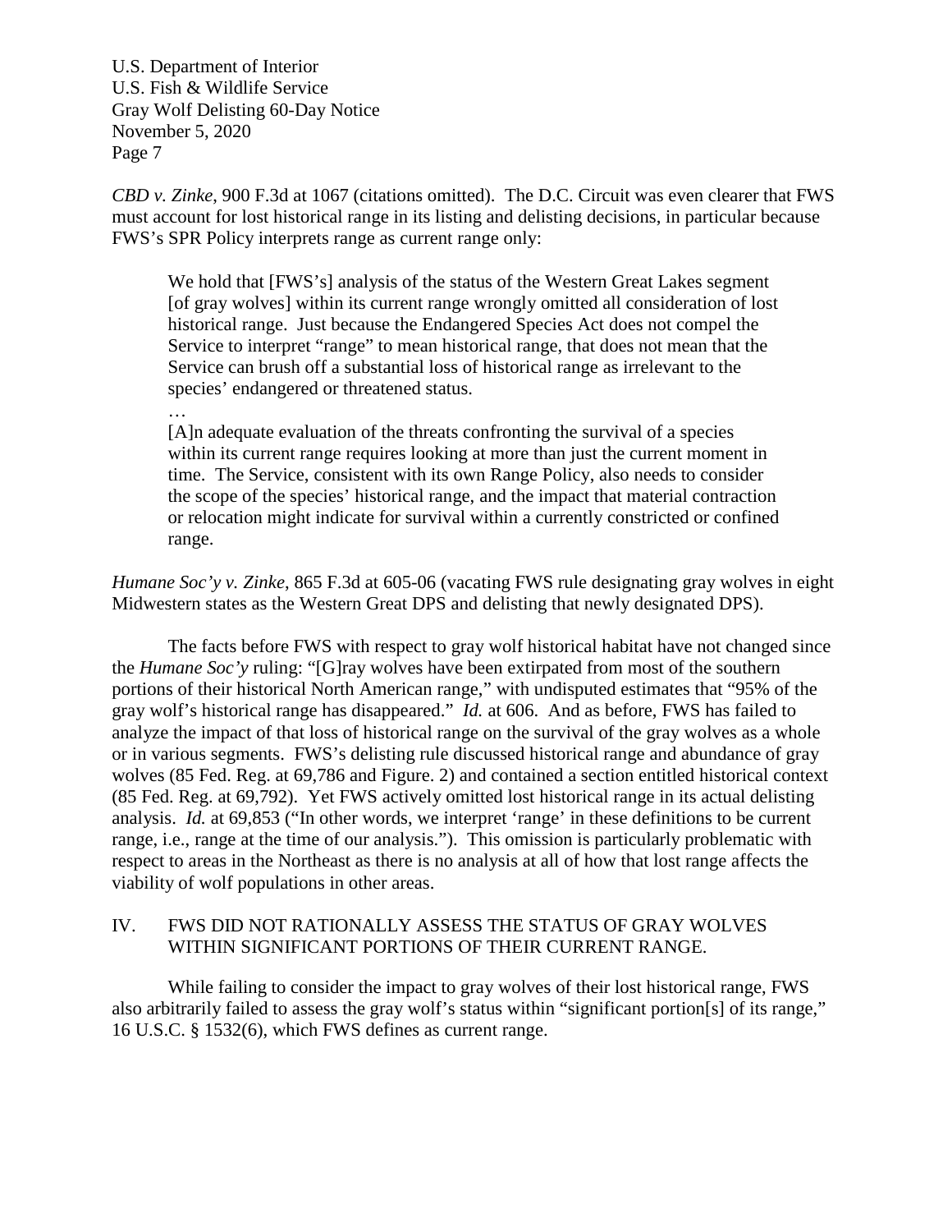*CBD v. Zinke*, 900 F.3d at 1067 (citations omitted). The D.C. Circuit was even clearer that FWS must account for lost historical range in its listing and delisting decisions, in particular because FWS's SPR Policy interprets range as current range only:

> We hold that [FWS's] analysis of the status of the Western Great Lakes segment [of gray wolves] within its current range wrongly omitted all consideration of lost historical range. Just because the Endangered Species Act does not compel the Service to interpret "range" to mean historical range, that does not mean that the Service can brush off a substantial loss of historical range as irrelevant to the species' endangered or threatened status.
>
> …
>
> [A]n adequate evaluation of the threats confronting the survival of a species within its current range requires looking at more than just the current moment in time. The Service, consistent with its own Range Policy, also needs to consider the scope of the species' historical range, and the impact that material contraction or relocation might indicate for survival within a currently constricted or confined range.

*Humane Soc'y v. Zinke*, 865 F.3d at 605-06 (vacating FWS rule designating gray wolves in eight Midwestern states as the Western Great DPS and delisting that newly designated DPS).

The facts before FWS with respect to gray wolf historical habitat have not changed since the *Humane Soc'y* ruling: "[G]ray wolves have been extirpated from most of the southern portions of their historical North American range," with undisputed estimates that "95% of the gray wolf's historical range has disappeared." *Id.* at 606. And as before, FWS has failed to analyze the impact of that loss of historical range on the survival of the gray wolves as a whole or in various segments. FWS's delisting rule discussed historical range and abundance of gray wolves (85 Fed. Reg. at 69,786 and Figure. 2) and contained a section entitled historical context (85 Fed. Reg. at 69,792). Yet FWS actively omitted lost historical range in its actual delisting analysis. *Id.* at 69,853 ("In other words, we interpret 'range' in these definitions to be current range, i.e., range at the time of our analysis."). This omission is particularly problematic with respect to areas in the Northeast as there is no analysis at all of how that lost range affects the viability of wolf populations in other areas.

## IV. FWS DID NOT RATIONALLY ASSESS THE STATUS OF GRAY WOLVES WITHIN SIGNIFICANT PORTIONS OF THEIR CURRENT RANGE.

While failing to consider the impact to gray wolves of their lost historical range, FWS also arbitrarily failed to assess the gray wolf's status within "significant portion[s] of its range," 16 U.S.C. § 1532(6), which FWS defines as current range.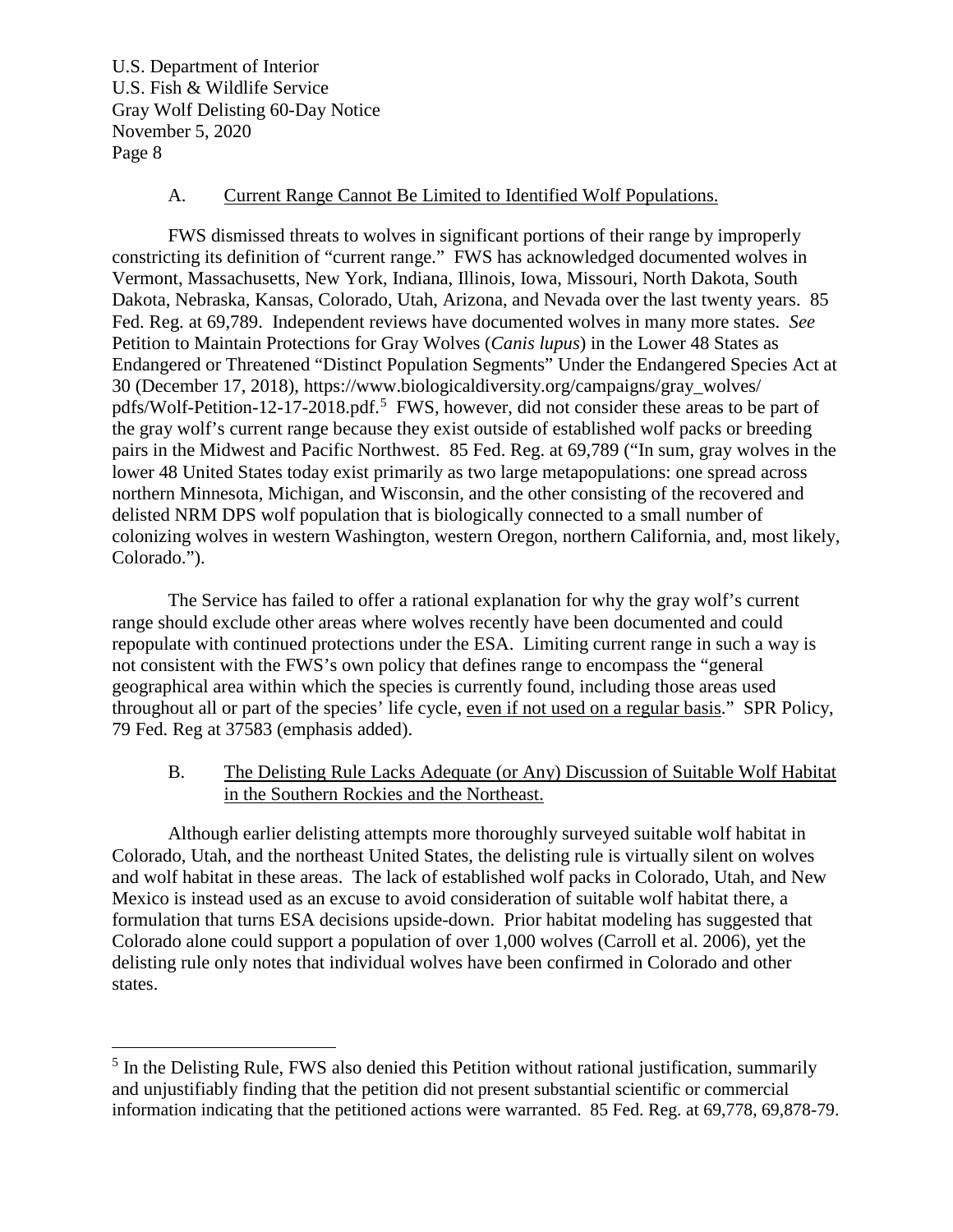### A. Current Range Cannot Be Limited to Identified Wolf Populations.

FWS dismissed threats to wolves in significant portions of their range by improperly constricting its definition of "current range." FWS has acknowledged documented wolves in Vermont, Massachusetts, New York, Indiana, Illinois, Iowa, Missouri, North Dakota, South Dakota, Nebraska, Kansas, Colorado, Utah, Arizona, and Nevada over the last twenty years. 85 Fed. Reg. at 69,789. Independent reviews have documented wolves in many more states. *See* Petition to Maintain Protections for Gray Wolves (*Canis lupus*) in the Lower 48 States as Endangered or Threatened "Distinct Population Segments" Under the Endangered Species Act at 30 (December 17, 2018), https://www.biologicaldiversity.org/campaigns/gray_wolves/pdfs/Wolf-Petition-12-17-2018.pdf.[5] FWS, however, did not consider these areas to be part of the gray wolf's current range because they exist outside of established wolf packs or breeding pairs in the Midwest and Pacific Northwest. 85 Fed. Reg. at 69,789 ("In sum, gray wolves in the lower 48 United States today exist primarily as two large metapopulations: one spread across northern Minnesota, Michigan, and Wisconsin, and the other consisting of the recovered and delisted NRM DPS wolf population that is biologically connected to a small number of colonizing wolves in western Washington, western Oregon, northern California, and, most likely, Colorado.").

The Service has failed to offer a rational explanation for why the gray wolf's current range should exclude other areas where wolves recently have been documented and could repopulate with continued protections under the ESA. Limiting current range in such a way is not consistent with the FWS's own policy that defines range to encompass the "general geographical area within which the species is currently found, including those areas used throughout all or part of the species' life cycle, <u>even if not used on a regular basis</u>." SPR Policy, 79 Fed. Reg at 37583 (emphasis added).

### B. The Delisting Rule Lacks Adequate (or Any) Discussion of Suitable Wolf Habitat in the Southern Rockies and the Northeast.

Although earlier delisting attempts more thoroughly surveyed suitable wolf habitat in Colorado, Utah, and the northeast United States, the delisting rule is virtually silent on wolves and wolf habitat in these areas. The lack of established wolf packs in Colorado, Utah, and New Mexico is instead used as an excuse to avoid consideration of suitable wolf habitat there, a formulation that turns ESA decisions upside-down. Prior habitat modeling has suggested that Colorado alone could support a population of over 1,000 wolves (Carroll et al. 2006), yet the delisting rule only notes that individual wolves have been confirmed in Colorado and other states.

---

[5] In the Delisting Rule, FWS also denied this Petition without rational justification, summarily and unjustifiably finding that the petition did not present substantial scientific or commercial information indicating that the petitioned actions were warranted. 85 Fed. Reg. at 69,778, 69,878-79.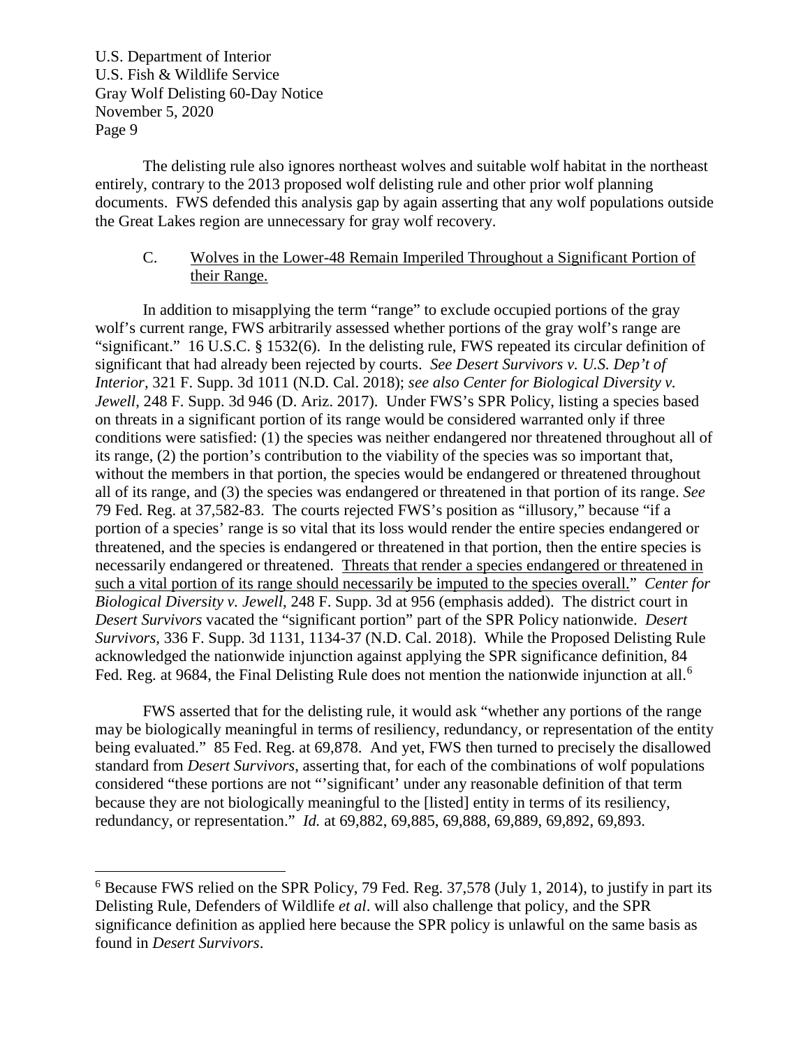The delisting rule also ignores northeast wolves and suitable wolf habitat in the northeast entirely, contrary to the 2013 proposed wolf delisting rule and other prior wolf planning documents. FWS defended this analysis gap by again asserting that any wolf populations outside the Great Lakes region are unnecessary for gray wolf recovery.

### C. Wolves in the Lower-48 Remain Imperiled Throughout a Significant Portion of their Range.

In addition to misapplying the term "range" to exclude occupied portions of the gray wolf's current range, FWS arbitrarily assessed whether portions of the gray wolf's range are "significant." 16 U.S.C. § 1532(6). In the delisting rule, FWS repeated its circular definition of significant that had already been rejected by courts. *See Desert Survivors v. U.S. Dep't of Interior*, 321 F. Supp. 3d 1011 (N.D. Cal. 2018); *see also Center for Biological Diversity v. Jewell*, 248 F. Supp. 3d 946 (D. Ariz. 2017). Under FWS's SPR Policy, listing a species based on threats in a significant portion of its range would be considered warranted only if three conditions were satisfied: (1) the species was neither endangered nor threatened throughout all of its range, (2) the portion's contribution to the viability of the species was so important that, without the members in that portion, the species would be endangered or threatened throughout all of its range, and (3) the species was endangered or threatened in that portion of its range. *See* 79 Fed. Reg. at 37,582-83. The courts rejected FWS's position as "illusory," because "if a portion of a species' range is so vital that its loss would render the entire species endangered or threatened, and the species is endangered or threatened in that portion, then the entire species is necessarily endangered or threatened. <u>Threats that render a species endangered or threatened in such a vital portion of its range should necessarily be imputed to the species overall.</u>" *Center for Biological Diversity v. Jewell*, 248 F. Supp. 3d at 956 (emphasis added). The district court in *Desert Survivors* vacated the "significant portion" part of the SPR Policy nationwide. *Desert Survivors*, 336 F. Supp. 3d 1131, 1134-37 (N.D. Cal. 2018). While the Proposed Delisting Rule acknowledged the nationwide injunction against applying the SPR significance definition, 84 Fed. Reg. at 9684, the Final Delisting Rule does not mention the nationwide injunction at all.[6]

FWS asserted that for the delisting rule, it would ask "whether any portions of the range may be biologically meaningful in terms of resiliency, redundancy, or representation of the entity being evaluated." 85 Fed. Reg. at 69,878. And yet, FWS then turned to precisely the disallowed standard from *Desert Survivors*, asserting that, for each of the combinations of wolf populations considered "these portions are not "'significant' under any reasonable definition of that term because they are not biologically meaningful to the [listed] entity in terms of its resiliency, redundancy, or representation." *Id.* at 69,882, 69,885, 69,888, 69,889, 69,892, 69,893.

---

[6] Because FWS relied on the SPR Policy, 79 Fed. Reg. 37,578 (July 1, 2014), to justify in part its Delisting Rule, Defenders of Wildlife *et al*. will also challenge that policy, and the SPR significance definition as applied here because the SPR policy is unlawful on the same basis as found in *Desert Survivors*.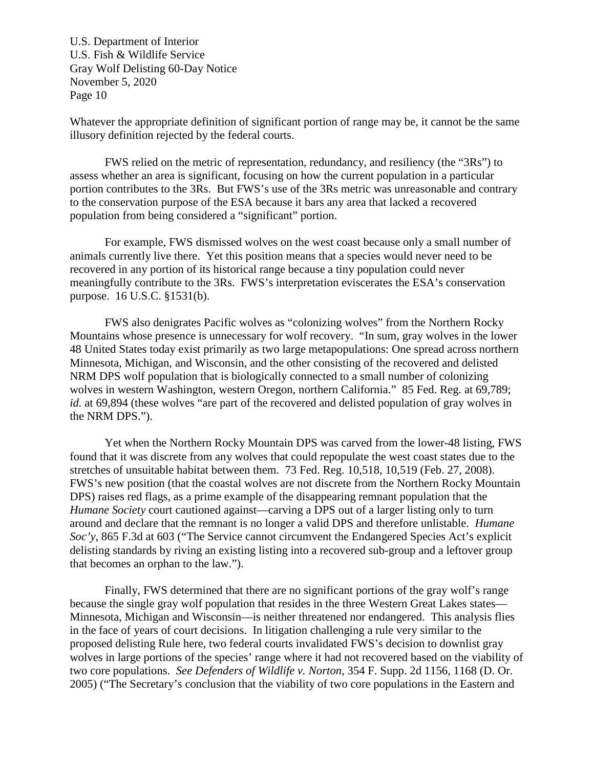Whatever the appropriate definition of significant portion of range may be, it cannot be the same illusory definition rejected by the federal courts.

FWS relied on the metric of representation, redundancy, and resiliency (the "3Rs") to assess whether an area is significant, focusing on how the current population in a particular portion contributes to the 3Rs. But FWS's use of the 3Rs metric was unreasonable and contrary to the conservation purpose of the ESA because it bars any area that lacked a recovered population from being considered a "significant" portion.

For example, FWS dismissed wolves on the west coast because only a small number of animals currently live there. Yet this position means that a species would never need to be recovered in any portion of its historical range because a tiny population could never meaningfully contribute to the 3Rs. FWS's interpretation eviscerates the ESA's conservation purpose. 16 U.S.C. §1531(b).

FWS also denigrates Pacific wolves as "colonizing wolves" from the Northern Rocky Mountains whose presence is unnecessary for wolf recovery. "In sum, gray wolves in the lower 48 United States today exist primarily as two large metapopulations: One spread across northern Minnesota, Michigan, and Wisconsin, and the other consisting of the recovered and delisted NRM DPS wolf population that is biologically connected to a small number of colonizing wolves in western Washington, western Oregon, northern California." 85 Fed. Reg. at 69,789; *id.* at 69,894 (these wolves "are part of the recovered and delisted population of gray wolves in the NRM DPS.").

Yet when the Northern Rocky Mountain DPS was carved from the lower-48 listing, FWS found that it was discrete from any wolves that could repopulate the west coast states due to the stretches of unsuitable habitat between them. 73 Fed. Reg. 10,518, 10,519 (Feb. 27, 2008). FWS's new position (that the coastal wolves are not discrete from the Northern Rocky Mountain DPS) raises red flags, as a prime example of the disappearing remnant population that the *Humane Society* court cautioned against—carving a DPS out of a larger listing only to turn around and declare that the remnant is no longer a valid DPS and therefore unlistable. *Humane Soc'y*, 865 F.3d at 603 ("The Service cannot circumvent the Endangered Species Act's explicit delisting standards by riving an existing listing into a recovered sub-group and a leftover group that becomes an orphan to the law.").

Finally, FWS determined that there are no significant portions of the gray wolf's range because the single gray wolf population that resides in the three Western Great Lakes states—Minnesota, Michigan and Wisconsin—is neither threatened nor endangered. This analysis flies in the face of years of court decisions. In litigation challenging a rule very similar to the proposed delisting Rule here, two federal courts invalidated FWS's decision to downlist gray wolves in large portions of the species' range where it had not recovered based on the viability of two core populations. *See Defenders of Wildlife v. Norton*, 354 F. Supp. 2d 1156, 1168 (D. Or. 2005) ("The Secretary's conclusion that the viability of two core populations in the Eastern and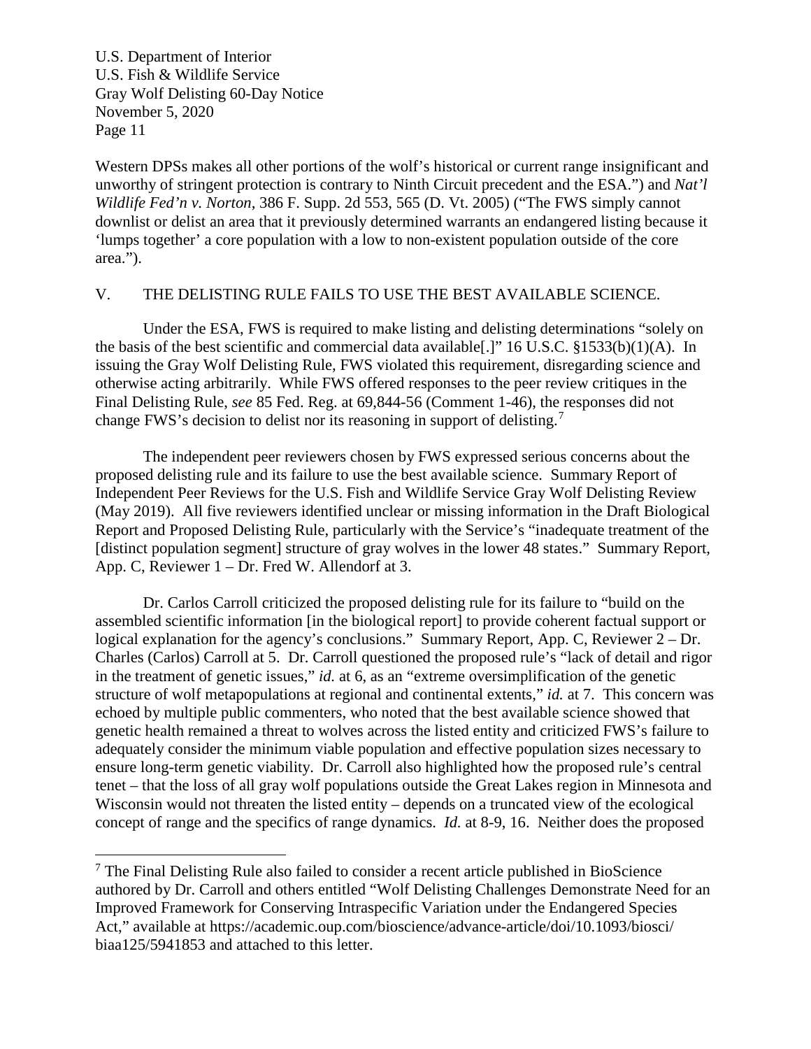Western DPSs makes all other portions of the wolf's historical or current range insignificant and unworthy of stringent protection is contrary to Ninth Circuit precedent and the ESA.") and *Nat'l Wildlife Fed'n v. Norton*, 386 F. Supp. 2d 553, 565 (D. Vt. 2005) ("The FWS simply cannot downlist or delist an area that it previously determined warrants an endangered listing because it 'lumps together' a core population with a low to non-existent population outside of the core area.").

## V. THE DELISTING RULE FAILS TO USE THE BEST AVAILABLE SCIENCE.

Under the ESA, FWS is required to make listing and delisting determinations "solely on the basis of the best scientific and commercial data available[.]" 16 U.S.C. §1533(b)(1)(A). In issuing the Gray Wolf Delisting Rule, FWS violated this requirement, disregarding science and otherwise acting arbitrarily. While FWS offered responses to the peer review critiques in the Final Delisting Rule, *see* 85 Fed. Reg. at 69,844-56 (Comment 1-46), the responses did not change FWS's decision to delist nor its reasoning in support of delisting.[7]

The independent peer reviewers chosen by FWS expressed serious concerns about the proposed delisting rule and its failure to use the best available science. Summary Report of Independent Peer Reviews for the U.S. Fish and Wildlife Service Gray Wolf Delisting Review (May 2019). All five reviewers identified unclear or missing information in the Draft Biological Report and Proposed Delisting Rule, particularly with the Service's "inadequate treatment of the [distinct population segment] structure of gray wolves in the lower 48 states." Summary Report, App. C, Reviewer 1 – Dr. Fred W. Allendorf at 3.

Dr. Carlos Carroll criticized the proposed delisting rule for its failure to "build on the assembled scientific information [in the biological report] to provide coherent factual support or logical explanation for the agency's conclusions." Summary Report, App. C, Reviewer 2 – Dr. Charles (Carlos) Carroll at 5. Dr. Carroll questioned the proposed rule's "lack of detail and rigor in the treatment of genetic issues," *id.* at 6, as an "extreme oversimplification of the genetic structure of wolf metapopulations at regional and continental extents," *id.* at 7. This concern was echoed by multiple public commenters, who noted that the best available science showed that genetic health remained a threat to wolves across the listed entity and criticized FWS's failure to adequately consider the minimum viable population and effective population sizes necessary to ensure long-term genetic viability. Dr. Carroll also highlighted how the proposed rule's central tenet – that the loss of all gray wolf populations outside the Great Lakes region in Minnesota and Wisconsin would not threaten the listed entity – depends on a truncated view of the ecological concept of range and the specifics of range dynamics. *Id.* at 8-9, 16. Neither does the proposed

---

[7] The Final Delisting Rule also failed to consider a recent article published in BioScience authored by Dr. Carroll and others entitled "Wolf Delisting Challenges Demonstrate Need for an Improved Framework for Conserving Intraspecific Variation under the Endangered Species Act," available at https://academic.oup.com/bioscience/advance-article/doi/10.1093/biosci/biaa125/5941853 and attached to this letter.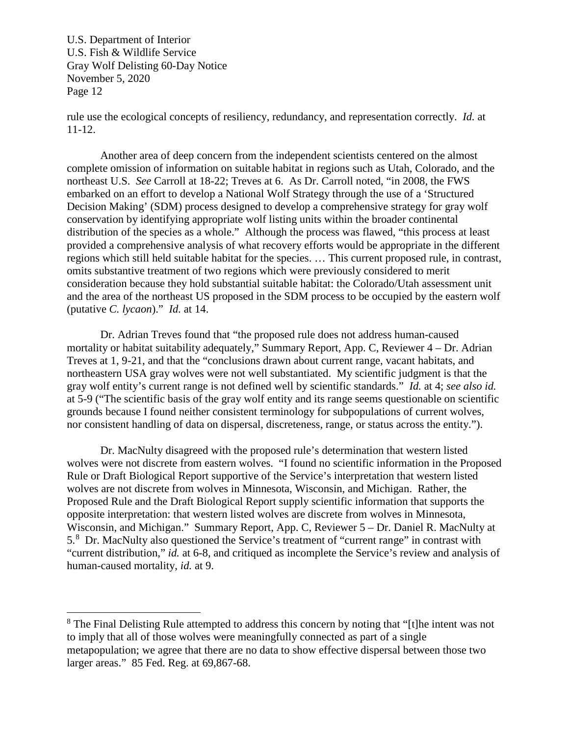rule use the ecological concepts of resiliency, redundancy, and representation correctly. *Id.* at 11-12.

Another area of deep concern from the independent scientists centered on the almost complete omission of information on suitable habitat in regions such as Utah, Colorado, and the northeast U.S. *See* Carroll at 18-22; Treves at 6. As Dr. Carroll noted, "in 2008, the FWS embarked on an effort to develop a National Wolf Strategy through the use of a 'Structured Decision Making' (SDM) process designed to develop a comprehensive strategy for gray wolf conservation by identifying appropriate wolf listing units within the broader continental distribution of the species as a whole." Although the process was flawed, "this process at least provided a comprehensive analysis of what recovery efforts would be appropriate in the different regions which still held suitable habitat for the species. … This current proposed rule, in contrast, omits substantive treatment of two regions which were previously considered to merit consideration because they hold substantial suitable habitat: the Colorado/Utah assessment unit and the area of the northeast US proposed in the SDM process to be occupied by the eastern wolf (putative *C. lycaon*)." *Id.* at 14.

Dr. Adrian Treves found that "the proposed rule does not address human-caused mortality or habitat suitability adequately," Summary Report, App. C, Reviewer 4 – Dr. Adrian Treves at 1, 9-21, and that the "conclusions drawn about current range, vacant habitats, and northeastern USA gray wolves were not well substantiated. My scientific judgment is that the gray wolf entity's current range is not defined well by scientific standards." *Id.* at 4; *see also id.* at 5-9 ("The scientific basis of the gray wolf entity and its range seems questionable on scientific grounds because I found neither consistent terminology for subpopulations of current wolves, nor consistent handling of data on dispersal, discreteness, range, or status across the entity.").

Dr. MacNulty disagreed with the proposed rule's determination that western listed wolves were not discrete from eastern wolves. "I found no scientific information in the Proposed Rule or Draft Biological Report supportive of the Service's interpretation that western listed wolves are not discrete from wolves in Minnesota, Wisconsin, and Michigan. Rather, the Proposed Rule and the Draft Biological Report supply scientific information that supports the opposite interpretation: that western listed wolves are discrete from wolves in Minnesota, Wisconsin, and Michigan." Summary Report, App. C, Reviewer 5 – Dr. Daniel R. MacNulty at 5.[8] Dr. MacNulty also questioned the Service's treatment of "current range" in contrast with "current distribution," *id.* at 6-8, and critiqued as incomplete the Service's review and analysis of human-caused mortality, *id.* at 9.

---

[8] The Final Delisting Rule attempted to address this concern by noting that "[t]he intent was not to imply that all of those wolves were meaningfully connected as part of a single metapopulation; we agree that there are no data to show effective dispersal between those two larger areas." 85 Fed. Reg. at 69,867-68.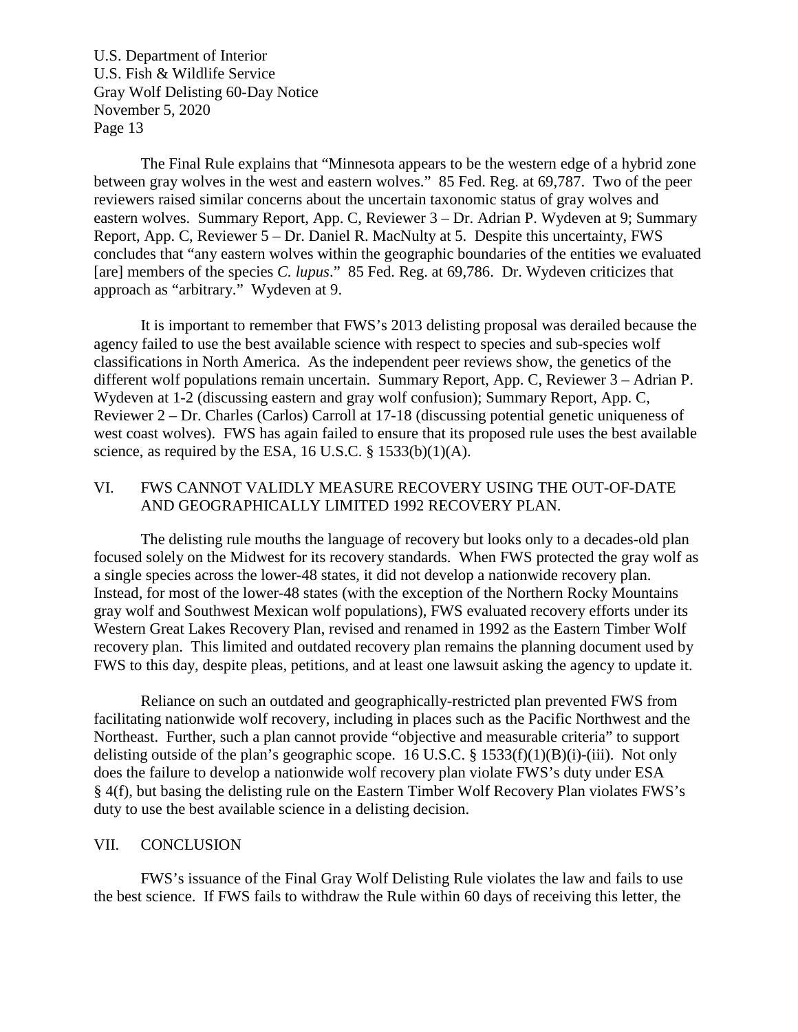The Final Rule explains that "Minnesota appears to be the western edge of a hybrid zone between gray wolves in the west and eastern wolves." 85 Fed. Reg. at 69,787. Two of the peer reviewers raised similar concerns about the uncertain taxonomic status of gray wolves and eastern wolves. Summary Report, App. C, Reviewer 3 – Dr. Adrian P. Wydeven at 9; Summary Report, App. C, Reviewer 5 – Dr. Daniel R. MacNulty at 5. Despite this uncertainty, FWS concludes that "any eastern wolves within the geographic boundaries of the entities we evaluated [are] members of the species *C. lupus*." 85 Fed. Reg. at 69,786. Dr. Wydeven criticizes that approach as "arbitrary." Wydeven at 9.

It is important to remember that FWS's 2013 delisting proposal was derailed because the agency failed to use the best available science with respect to species and sub-species wolf classifications in North America. As the independent peer reviews show, the genetics of the different wolf populations remain uncertain. Summary Report, App. C, Reviewer 3 – Adrian P. Wydeven at 1-2 (discussing eastern and gray wolf confusion); Summary Report, App. C, Reviewer 2 – Dr. Charles (Carlos) Carroll at 17-18 (discussing potential genetic uniqueness of west coast wolves). FWS has again failed to ensure that its proposed rule uses the best available science, as required by the ESA, 16 U.S.C. § 1533(b)(1)(A).

## VI. FWS CANNOT VALIDLY MEASURE RECOVERY USING THE OUT-OF-DATE AND GEOGRAPHICALLY LIMITED 1992 RECOVERY PLAN.

The delisting rule mouths the language of recovery but looks only to a decades-old plan focused solely on the Midwest for its recovery standards. When FWS protected the gray wolf as a single species across the lower-48 states, it did not develop a nationwide recovery plan. Instead, for most of the lower-48 states (with the exception of the Northern Rocky Mountains gray wolf and Southwest Mexican wolf populations), FWS evaluated recovery efforts under its Western Great Lakes Recovery Plan, revised and renamed in 1992 as the Eastern Timber Wolf recovery plan. This limited and outdated recovery plan remains the planning document used by FWS to this day, despite pleas, petitions, and at least one lawsuit asking the agency to update it.

Reliance on such an outdated and geographically-restricted plan prevented FWS from facilitating nationwide wolf recovery, including in places such as the Pacific Northwest and the Northeast. Further, such a plan cannot provide "objective and measurable criteria" to support delisting outside of the plan's geographic scope. 16 U.S.C. § 1533(f)(1)(B)(i)-(iii). Not only does the failure to develop a nationwide wolf recovery plan violate FWS's duty under ESA § 4(f), but basing the delisting rule on the Eastern Timber Wolf Recovery Plan violates FWS's duty to use the best available science in a delisting decision.

## VII. CONCLUSION

FWS's issuance of the Final Gray Wolf Delisting Rule violates the law and fails to use the best science. If FWS fails to withdraw the Rule within 60 days of receiving this letter, the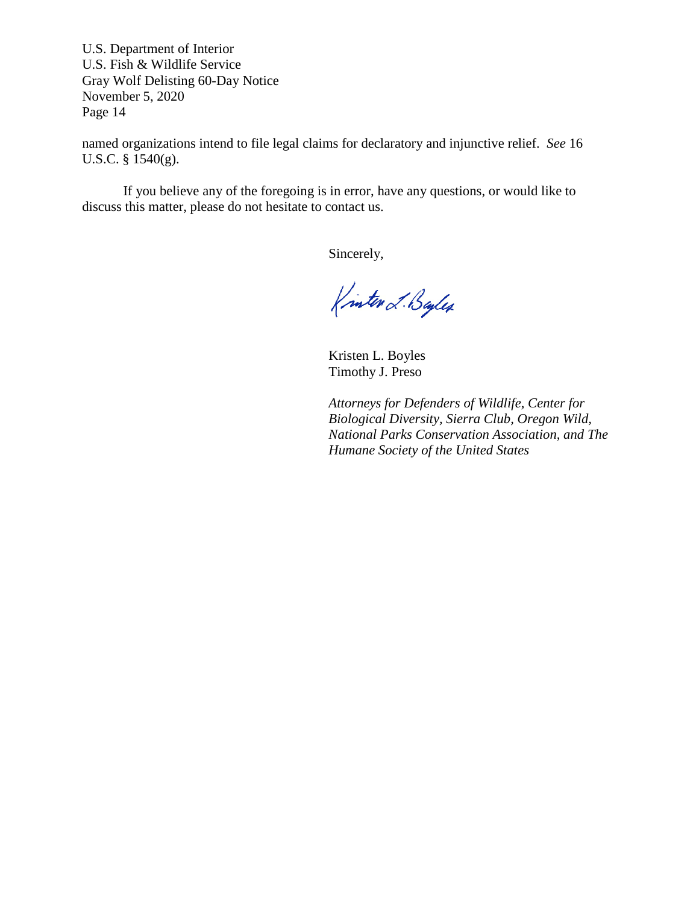named organizations intend to file legal claims for declaratory and injunctive relief. *See* 16 U.S.C. § 1540(g).

If you believe any of the foregoing is in error, have any questions, or would like to discuss this matter, please do not hesitate to contact us.

Sincerely,

Kristen L. Boyles
Timothy J. Preso

*Attorneys for Defenders of Wildlife, Center for Biological Diversity, Sierra Club, Oregon Wild, National Parks Conservation Association, and The Humane Society of the United States*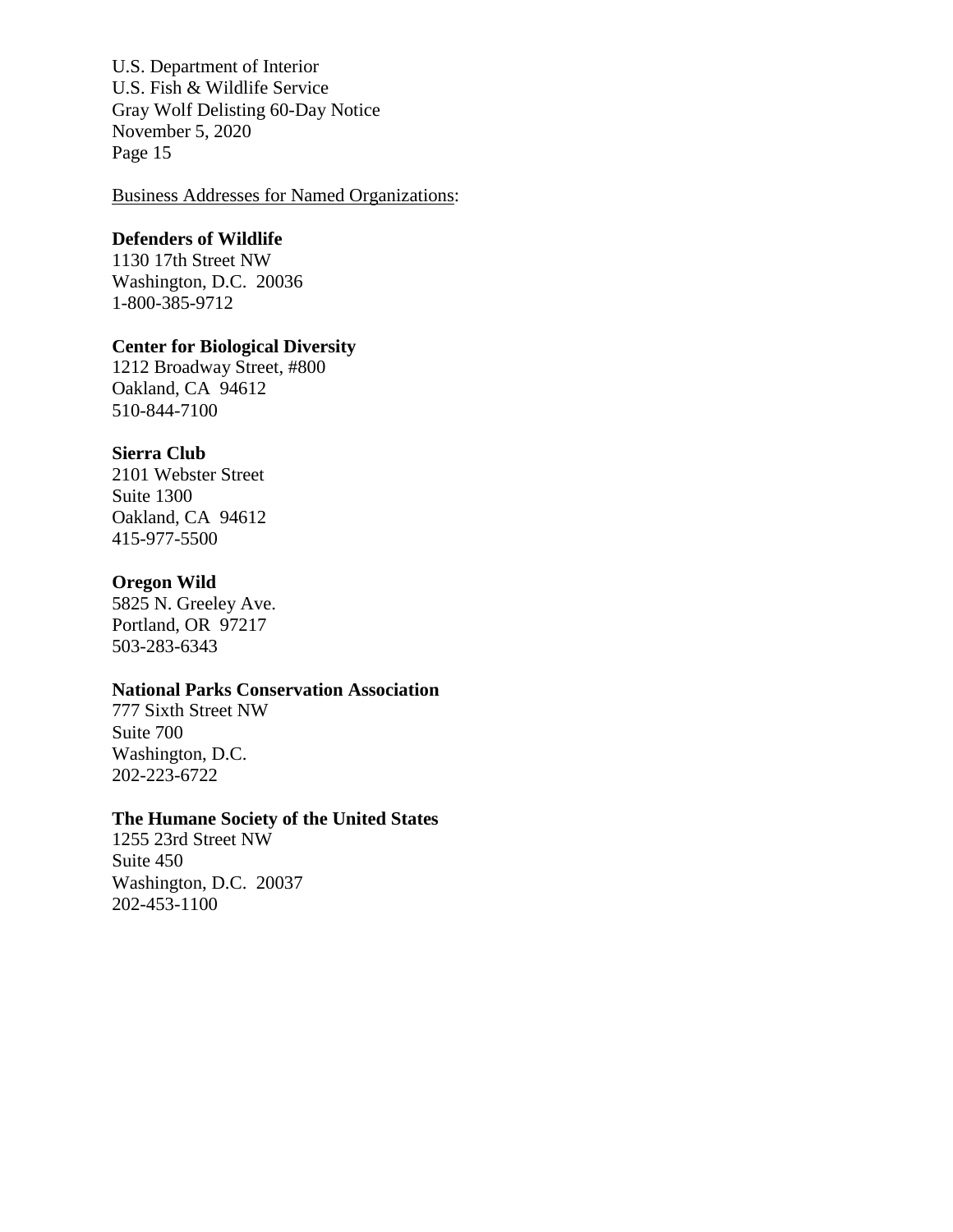Business Addresses for Named Organizations:

**Defenders of Wildlife**
1130 17th Street NW
Washington, D.C. 20036
1-800-385-9712

**Center for Biological Diversity**
1212 Broadway Street, #800
Oakland, CA 94612
510-844-7100

**Sierra Club**
2101 Webster Street
Suite 1300
Oakland, CA 94612
415-977-5500

**Oregon Wild**
5825 N. Greeley Ave.
Portland, OR 97217
503-283-6343

**National Parks Conservation Association**
777 Sixth Street NW
Suite 700
Washington, D.C.
202-223-6722

**The Humane Society of the United States**
1255 23rd Street NW
Suite 450
Washington, D.C. 20037
202-453-1100